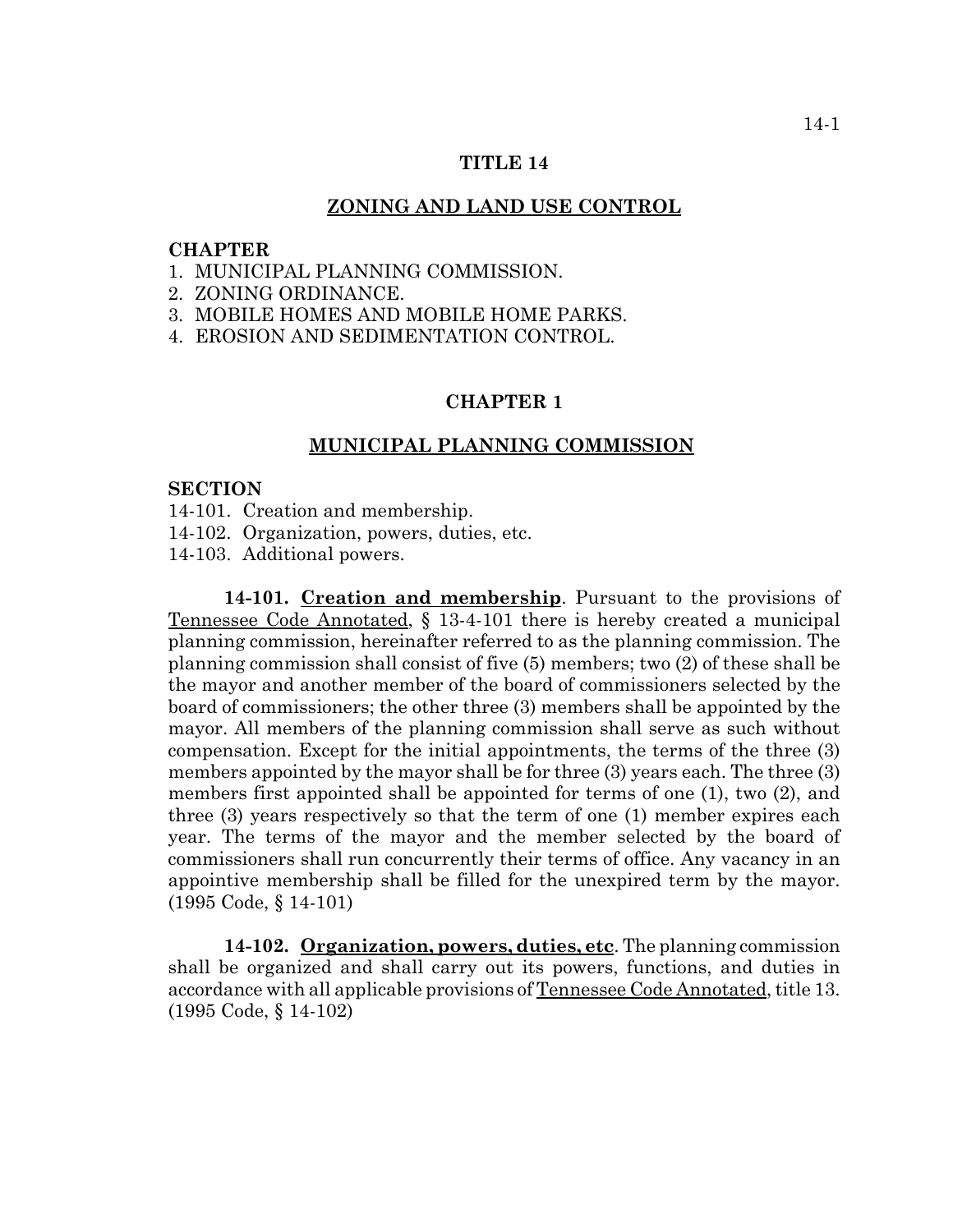# TITLE 14

## ZONING AND LAND USE CONTROL

**CHAPTER**

1. MUNICIPAL PLANNING COMMISSION.
2. ZONING ORDINANCE.
3. MOBILE HOMES AND MOBILE HOME PARKS.
4. EROSION AND SEDIMENTATION CONTROL.

## CHAPTER 1

## MUNICIPAL PLANNING COMMISSION

**SECTION**

14-101. Creation and membership.
14-102. Organization, powers, duties, etc.
14-103. Additional powers.

**14-101. Creation and membership**. Pursuant to the provisions of Tennessee Code Annotated, § 13-4-101 there is hereby created a municipal planning commission, hereinafter referred to as the planning commission. The planning commission shall consist of five (5) members; two (2) of these shall be the mayor and another member of the board of commissioners selected by the board of commissioners; the other three (3) members shall be appointed by the mayor. All members of the planning commission shall serve as such without compensation. Except for the initial appointments, the terms of the three (3) members appointed by the mayor shall be for three (3) years each. The three (3) members first appointed shall be appointed for terms of one (1), two (2), and three (3) years respectively so that the term of one (1) member expires each year. The terms of the mayor and the member selected by the board of commissioners shall run concurrently their terms of office. Any vacancy in an appointive membership shall be filled for the unexpired term by the mayor. (1995 Code, § 14-101)

**14-102. Organization, powers, duties, etc**. The planning commission shall be organized and shall carry out its powers, functions, and duties in accordance with all applicable provisions of Tennessee Code Annotated, title 13. (1995 Code, § 14-102)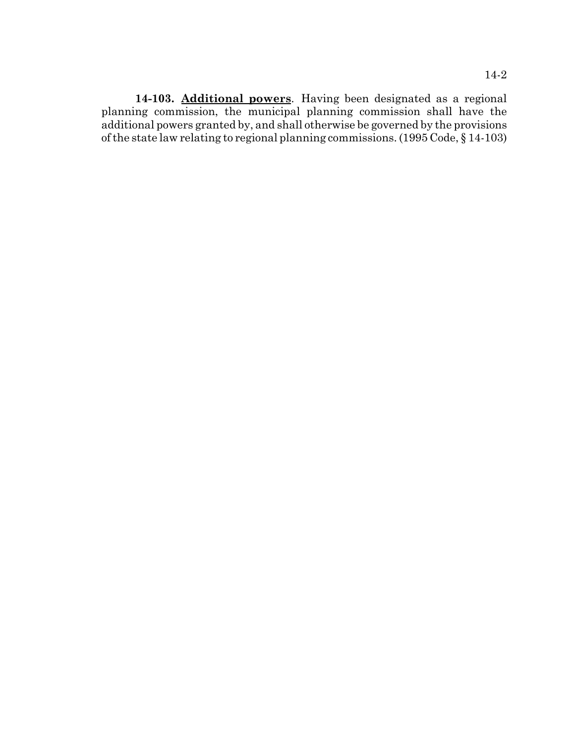**14-103. Additional powers**. Having been designated as a regional planning commission, the municipal planning commission shall have the additional powers granted by, and shall otherwise be governed by the provisions of the state law relating to regional planning commissions. (1995 Code, § 14-103)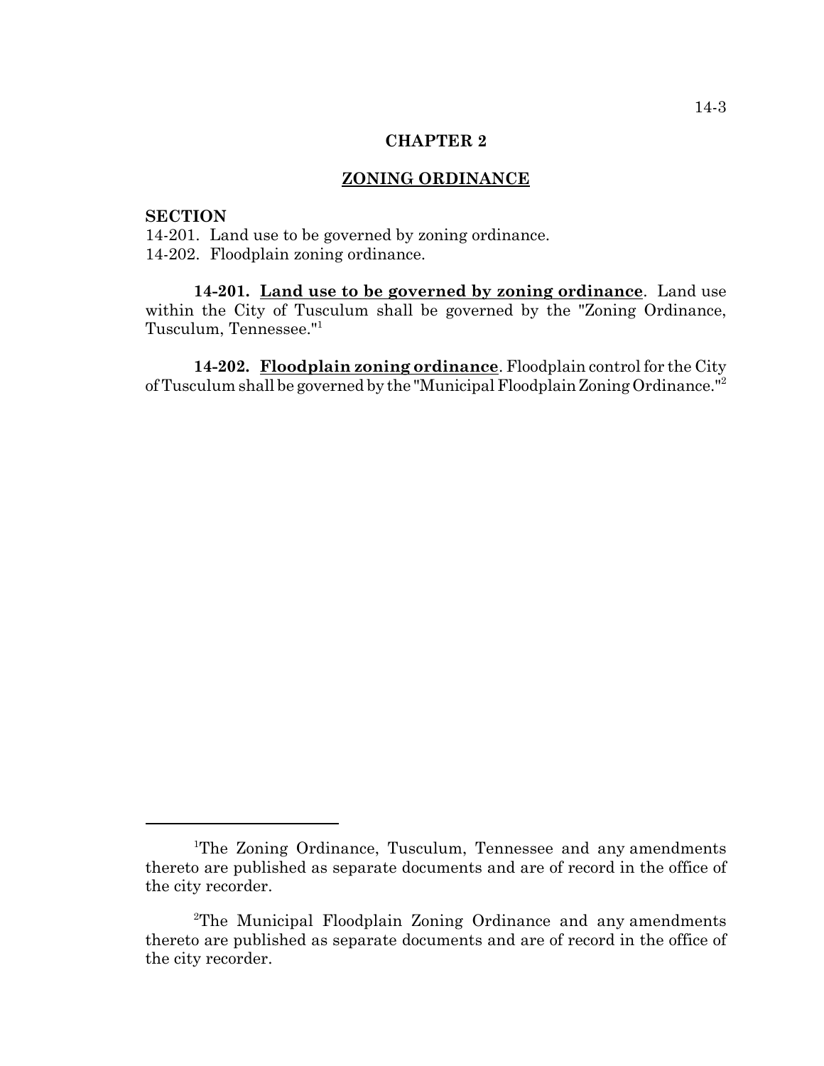# CHAPTER 2

## ZONING ORDINANCE

**SECTION**

14-201. Land use to be governed by zoning ordinance.
14-202. Floodplain zoning ordinance.

**14-201. Land use to be governed by zoning ordinance**. Land use within the City of Tusculum shall be governed by the "Zoning Ordinance, Tusculum, Tennessee."[1]

**14-202. Floodplain zoning ordinance**. Floodplain control for the City of Tusculum shall be governed by the "Municipal Floodplain Zoning Ordinance."[2]

---

[1]The Zoning Ordinance, Tusculum, Tennessee and any amendments thereto are published as separate documents and are of record in the office of the city recorder.

[2]The Municipal Floodplain Zoning Ordinance and any amendments thereto are published as separate documents and are of record in the office of the city recorder.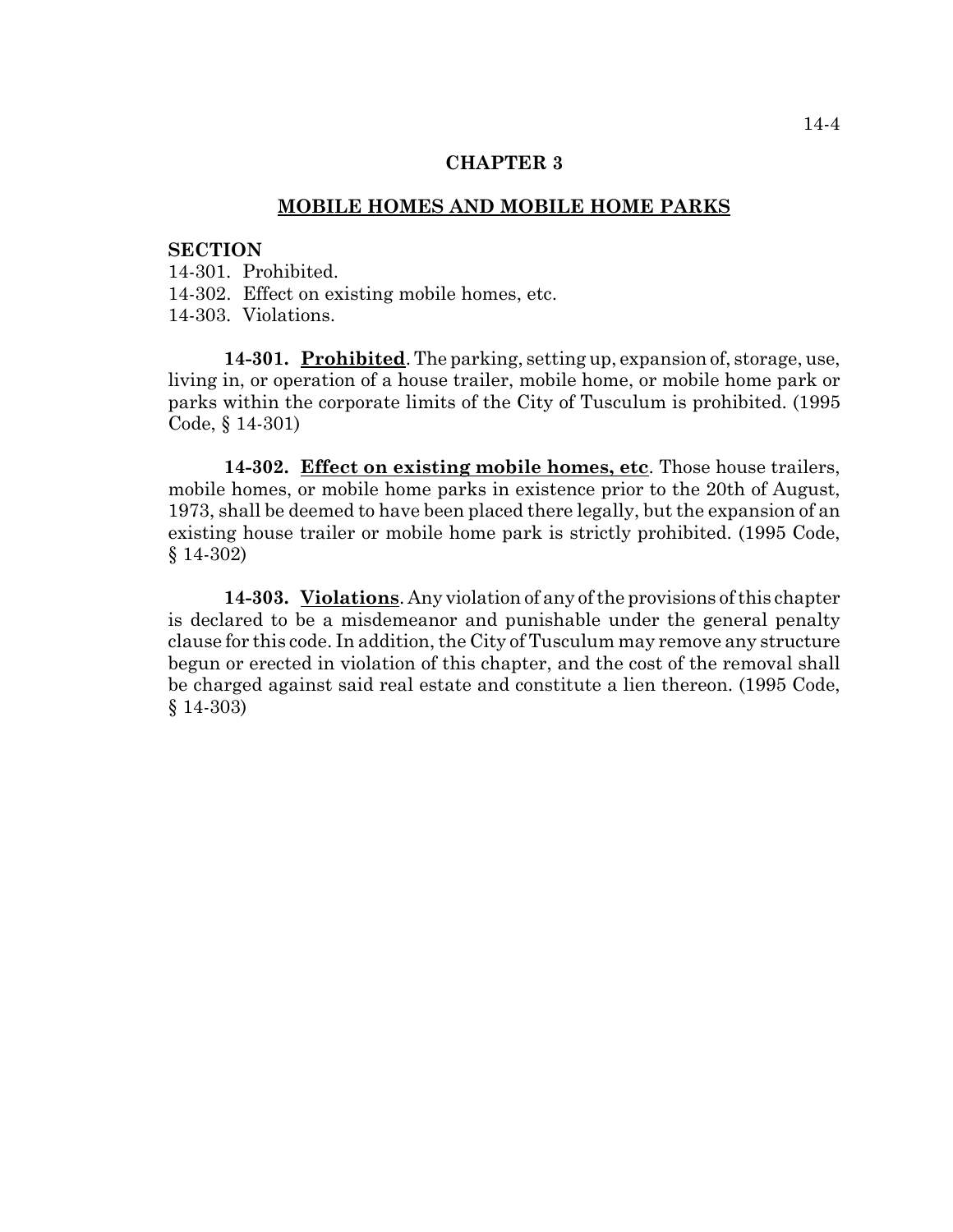## CHAPTER 3

## MOBILE HOMES AND MOBILE HOME PARKS

**SECTION**

14-301. Prohibited.
14-302. Effect on existing mobile homes, etc.
14-303. Violations.

**14-301. Prohibited**. The parking, setting up, expansion of, storage, use, living in, or operation of a house trailer, mobile home, or mobile home park or parks within the corporate limits of the City of Tusculum is prohibited. (1995 Code, § 14-301)

**14-302. Effect on existing mobile homes, etc**. Those house trailers, mobile homes, or mobile home parks in existence prior to the 20th of August, 1973, shall be deemed to have been placed there legally, but the expansion of an existing house trailer or mobile home park is strictly prohibited. (1995 Code, § 14-302)

**14-303. Violations**. Any violation of any of the provisions of this chapter is declared to be a misdemeanor and punishable under the general penalty clause for this code. In addition, the City of Tusculum may remove any structure begun or erected in violation of this chapter, and the cost of the removal shall be charged against said real estate and constitute a lien thereon. (1995 Code, § 14-303)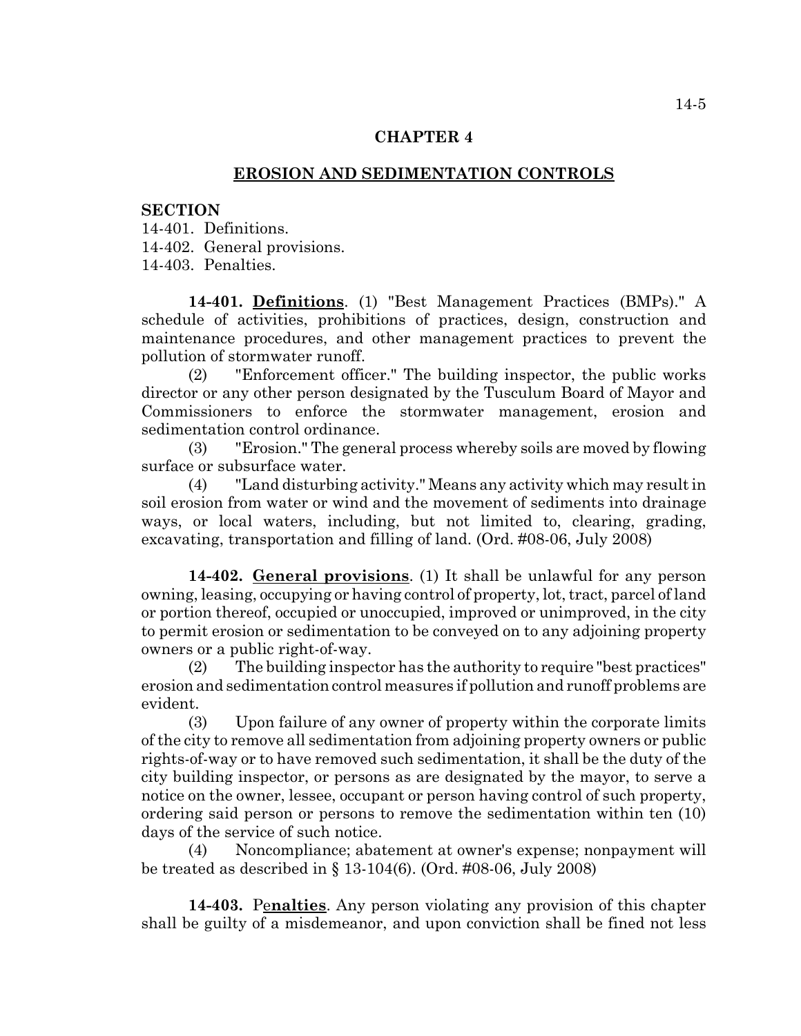# CHAPTER 4

## EROSION AND SEDIMENTATION CONTROLS

**SECTION**

14-401. Definitions.
14-402. General provisions.
14-403. Penalties.

**14-401. Definitions**. (1) "Best Management Practices (BMPs)." A schedule of activities, prohibitions of practices, design, construction and maintenance procedures, and other management practices to prevent the pollution of stormwater runoff.

(2) "Enforcement officer." The building inspector, the public works director or any other person designated by the Tusculum Board of Mayor and Commissioners to enforce the stormwater management, erosion and sedimentation control ordinance.

(3) "Erosion." The general process whereby soils are moved by flowing surface or subsurface water.

(4) "Land disturbing activity." Means any activity which may result in soil erosion from water or wind and the movement of sediments into drainage ways, or local waters, including, but not limited to, clearing, grading, excavating, transportation and filling of land. (Ord. #08-06, July 2008)

**14-402. General provisions**. (1) It shall be unlawful for any person owning, leasing, occupying or having control of property, lot, tract, parcel of land or portion thereof, occupied or unoccupied, improved or unimproved, in the city to permit erosion or sedimentation to be conveyed on to any adjoining property owners or a public right-of-way.

(2) The building inspector has the authority to require "best practices" erosion and sedimentation control measures if pollution and runoff problems are evident.

(3) Upon failure of any owner of property within the corporate limits of the city to remove all sedimentation from adjoining property owners or public rights-of-way or to have removed such sedimentation, it shall be the duty of the city building inspector, or persons as are designated by the mayor, to serve a notice on the owner, lessee, occupant or person having control of such property, ordering said person or persons to remove the sedimentation within ten (10) days of the service of such notice.

(4) Noncompliance; abatement at owner's expense; nonpayment will be treated as described in § 13-104(6). (Ord. #08-06, July 2008)

**14-403. Penalties**. Any person violating any provision of this chapter shall be guilty of a misdemeanor, and upon conviction shall be fined not less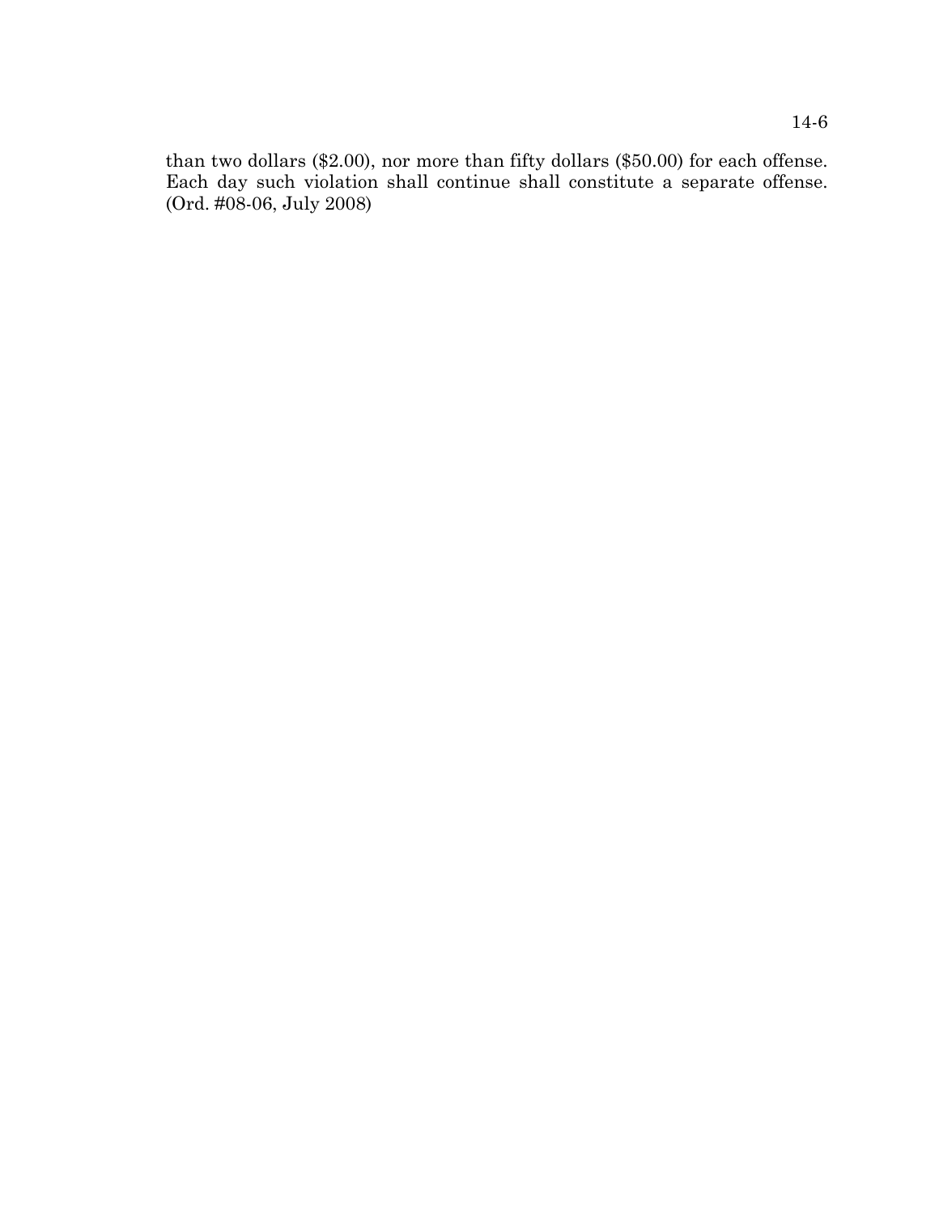than two dollars ($2.00), nor more than fifty dollars ($50.00) for each offense. Each day such violation shall continue shall constitute a separate offense. (Ord. #08-06, July 2008)